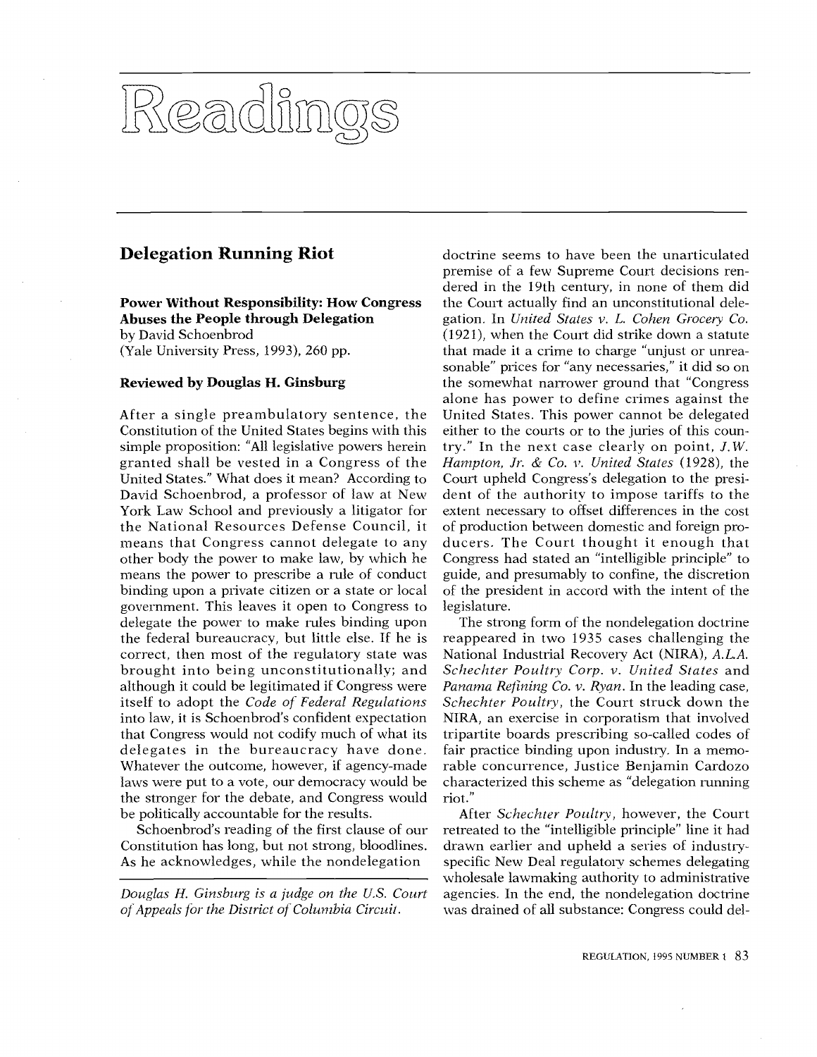# Readings

## Delegation Running Riot

**Power Without Responsibility: How Congress Abuses the People through Delegation**
by David Schoenbrod
(Yale University Press, 1993), 260 pp.

**Reviewed by Douglas H. Ginsburg**

After a single preambulatory sentence, the Constitution of the United States begins with this simple proposition: "All legislative powers herein granted shall be vested in a Congress of the United States." What does it mean? According to David Schoenbrod, a professor of law at New York Law School and previously a litigator for the National Resources Defense Council, it means that Congress cannot delegate to any other body the power to make law, by which he means the power to prescribe a rule of conduct binding upon a private citizen or a state or local government. This leaves it open to Congress to delegate the power to make rules binding upon the federal bureaucracy, but little else. If he is correct, then most of the regulatory state was brought into being unconstitutionally; and although it could be legitimated if Congress were itself to adopt the *Code of Federal Regulations* into law, it is Schoenbrod's confident expectation that Congress would not codify much of what its delegates in the bureaucracy have done. Whatever the outcome, however, if agency-made laws were put to a vote, our democracy would be the stronger for the debate, and Congress would be politically accountable for the results.

Schoenbrod's reading of the first clause of our Constitution has long, but not strong, bloodlines. As he acknowledges, while the nondelegation doctrine seems to have been the unarticulated premise of a few Supreme Court decisions rendered in the 19th century, in none of them did the Court actually find an unconstitutional delegation. In *United States v. L. Cohen Grocery Co.* (1921), when the Court did strike down a statute that made it a crime to charge "unjust or unreasonable" prices for "any necessaries," it did so on the somewhat narrower ground that "Congress alone has power to define crimes against the United States. This power cannot be delegated either to the courts or to the juries of this country." In the next case clearly on point, *J.W. Hampton, Jr. & Co. v. United States* (1928), the Court upheld Congress's delegation to the president of the authority to impose tariffs to the extent necessary to offset differences in the cost of production between domestic and foreign producers. The Court thought it enough that Congress had stated an "intelligible principle" to guide, and presumably to confine, the discretion of the president in accord with the intent of the legislature.

The strong form of the nondelegation doctrine reappeared in two 1935 cases challenging the National Industrial Recovery Act (NIRA), *A.L.A. Schechter Poultry Corp. v. United States* and *Panama Refining Co. v. Ryan*. In the leading case, *Schechter Poultry*, the Court struck down the NIRA, an exercise in corporatism that involved tripartite boards prescribing so-called codes of fair practice binding upon industry. In a memorable concurrence, Justice Benjamin Cardozo characterized this scheme as "delegation running riot."

After *Schechter Poultry*, however, the Court retreated to the "intelligible principle" line it had drawn earlier and upheld a series of industry-specific New Deal regulatory schemes delegating wholesale lawmaking authority to administrative agencies. In the end, the nondelegation doctrine was drained of all substance: Congress could del-

---

*Douglas H. Ginsburg is a judge on the U.S. Court of Appeals for the District of Columbia Circuit.*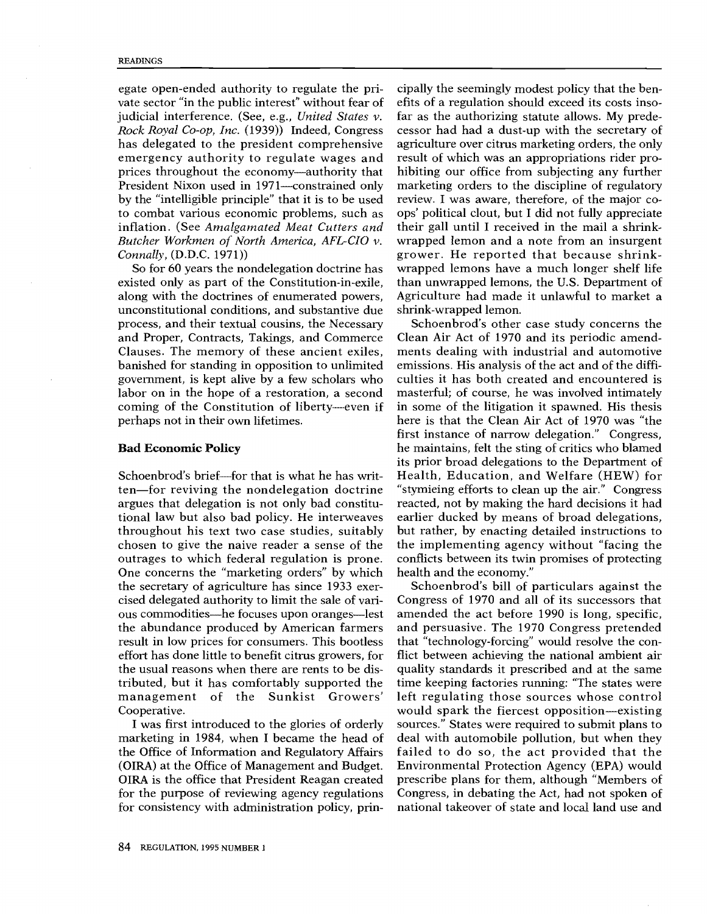egate open-ended authority to regulate the private sector "in the public interest" without fear of judicial interference. (See, e.g., *United States v. Rock Royal Co-op, Inc.* (1939)) Indeed, Congress has delegated to the president comprehensive emergency authority to regulate wages and prices throughout the economy—authority that President Nixon used in 1971—constrained only by the "intelligible principle" that it is to be used to combat various economic problems, such as inflation. (See *Amalgamated Meat Cutters and Butcher Workmen of North America, AFL-CIO v. Connally*, (D.D.C. 1971))

So for 60 years the nondelegation doctrine has existed only as part of the Constitution-in-exile, along with the doctrines of enumerated powers, unconstitutional conditions, and substantive due process, and their textual cousins, the Necessary and Proper, Contracts, Takings, and Commerce Clauses. The memory of these ancient exiles, banished for standing in opposition to unlimited government, is kept alive by a few scholars who labor on in the hope of a restoration, a second coming of the Constitution of liberty—even if perhaps not in their own lifetimes.

### Bad Economic Policy

Schoenbrod's brief—for that is what he has written—for reviving the nondelegation doctrine argues that delegation is not only bad constitutional law but also bad policy. He interweaves throughout his text two case studies, suitably chosen to give the naive reader a sense of the outrages to which federal regulation is prone. One concerns the "marketing orders" by which the secretary of agriculture has since 1933 exercised delegated authority to limit the sale of various commodities—he focuses upon oranges—lest the abundance produced by American farmers result in low prices for consumers. This bootless effort has done little to benefit citrus growers, for the usual reasons when there are rents to be distributed, but it has comfortably supported the management of the Sunkist Growers' Cooperative.

I was first introduced to the glories of orderly marketing in 1984, when I became the head of the Office of Information and Regulatory Affairs (OIRA) at the Office of Management and Budget. OIRA is the office that President Reagan created for the purpose of reviewing agency regulations for consistency with administration policy, principally the seemingly modest policy that the benefits of a regulation should exceed its costs insofar as the authorizing statute allows. My predecessor had had a dust-up with the secretary of agriculture over citrus marketing orders, the only result of which was an appropriations rider prohibiting our office from subjecting any further marketing orders to the discipline of regulatory review. I was aware, therefore, of the major co-ops' political clout, but I did not fully appreciate their gall until I received in the mail a shrink-wrapped lemon and a note from an insurgent grower. He reported that because shrink-wrapped lemons have a much longer shelf life than unwrapped lemons, the U.S. Department of Agriculture had made it unlawful to market a shrink-wrapped lemon.

Schoenbrod's other case study concerns the Clean Air Act of 1970 and its periodic amendments dealing with industrial and automotive emissions. His analysis of the act and of the difficulties it has both created and encountered is masterful; of course, he was involved intimately in some of the litigation it spawned. His thesis here is that the Clean Air Act of 1970 was "the first instance of narrow delegation." Congress, he maintains, felt the sting of critics who blamed its prior broad delegations to the Department of Health, Education, and Welfare (HEW) for "stymieing efforts to clean up the air." Congress reacted, not by making the hard decisions it had earlier ducked by means of broad delegations, but rather, by enacting detailed instructions to the implementing agency without "facing the conflicts between its twin promises of protecting health and the economy."

Schoenbrod's bill of particulars against the Congress of 1970 and all of its successors that amended the act before 1990 is long, specific, and persuasive. The 1970 Congress pretended that "technology-forcing" would resolve the conflict between achieving the national ambient air quality standards it prescribed and at the same time keeping factories running: "The states were left regulating those sources whose control would spark the fiercest opposition—existing sources." States were required to submit plans to deal with automobile pollution, but when they failed to do so, the act provided that the Environmental Protection Agency (EPA) would prescribe plans for them, although "Members of Congress, in debating the Act, had not spoken of national takeover of state and local land use and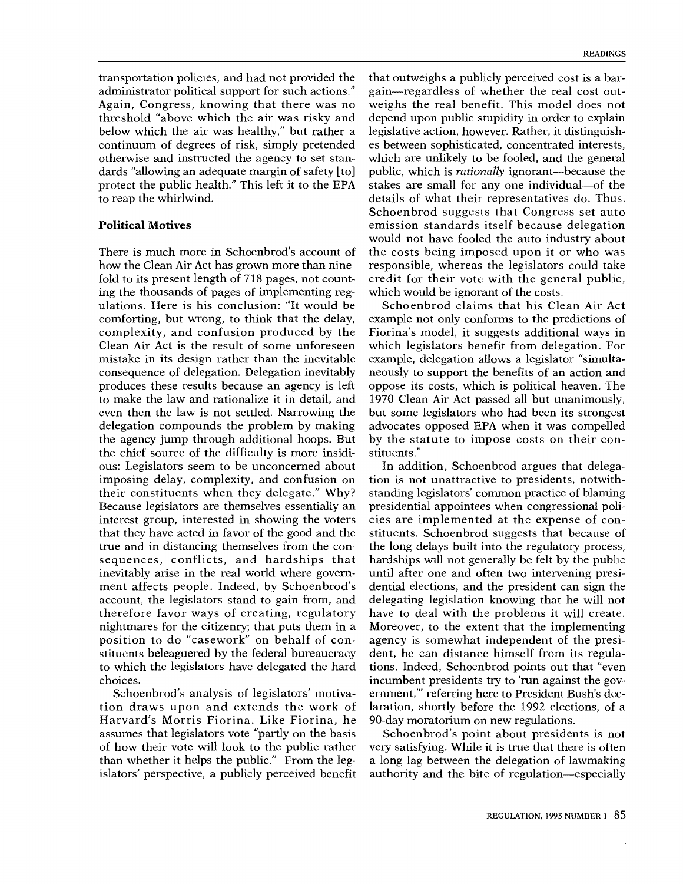transportation policies, and had not provided the administrator political support for such actions." Again, Congress, knowing that there was no threshold "above which the air was risky and below which the air was healthy," but rather a continuum of degrees of risk, simply pretended otherwise and instructed the agency to set standards "allowing an adequate margin of safety [to] protect the public health." This left it to the EPA to reap the whirlwind.

### Political Motives

There is much more in Schoenbrod's account of how the Clean Air Act has grown more than ninefold to its present length of 718 pages, not counting the thousands of pages of implementing regulations. Here is his conclusion: "It would be comforting, but wrong, to think that the delay, complexity, and confusion produced by the Clean Air Act is the result of some unforeseen mistake in its design rather than the inevitable consequence of delegation. Delegation inevitably produces these results because an agency is left to make the law and rationalize it in detail, and even then the law is not settled. Narrowing the delegation compounds the problem by making the agency jump through additional hoops. But the chief source of the difficulty is more insidious: Legislators seem to be unconcerned about imposing delay, complexity, and confusion on their constituents when they delegate." Why? Because legislators are themselves essentially an interest group, interested in showing the voters that they have acted in favor of the good and the true and in distancing themselves from the consequences, conflicts, and hardships that inevitably arise in the real world where government affects people. Indeed, by Schoenbrod's account, the legislators stand to gain from, and therefore favor ways of creating, regulatory nightmares for the citizenry; that puts them in a position to do "casework" on behalf of constituents beleaguered by the federal bureaucracy to which the legislators have delegated the hard choices.

Schoenbrod's analysis of legislators' motivation draws upon and extends the work of Harvard's Morris Fiorina. Like Fiorina, he assumes that legislators vote "partly on the basis of how their vote will look to the public rather than whether it helps the public." From the legislators' perspective, a publicly perceived benefit that outweighs a publicly perceived cost is a bargain—regardless of whether the real cost outweighs the real benefit. This model does not depend upon public stupidity in order to explain legislative action, however. Rather, it distinguishes between sophisticated, concentrated interests, which are unlikely to be fooled, and the general public, which is *rationally* ignorant—because the stakes are small for any one individual—of the details of what their representatives do. Thus, Schoenbrod suggests that Congress set auto emission standards itself because delegation would not have fooled the auto industry about the costs being imposed upon it or who was responsible, whereas the legislators could take credit for their vote with the general public, which would be ignorant of the costs.

Schoenbrod claims that his Clean Air Act example not only conforms to the predictions of Fiorina's model, it suggests additional ways in which legislators benefit from delegation. For example, delegation allows a legislator "simultaneously to support the benefits of an action and oppose its costs, which is political heaven. The 1970 Clean Air Act passed all but unanimously, but some legislators who had been its strongest advocates opposed EPA when it was compelled by the statute to impose costs on their constituents."

In addition, Schoenbrod argues that delegation is not unattractive to presidents, notwithstanding legislators' common practice of blaming presidential appointees when congressional policies are implemented at the expense of constituents. Schoenbrod suggests that because of the long delays built into the regulatory process, hardships will not generally be felt by the public until after one and often two intervening presidential elections, and the president can sign the delegating legislation knowing that he will not have to deal with the problems it will create. Moreover, to the extent that the implementing agency is somewhat independent of the president, he can distance himself from its regulations. Indeed, Schoenbrod points out that "even incumbent presidents try to 'run against the government,'" referring here to President Bush's declaration, shortly before the 1992 elections, of a 90-day moratorium on new regulations.

Schoenbrod's point about presidents is not very satisfying. While it is true that there is often a long lag between the delegation of lawmaking authority and the bite of regulation—especially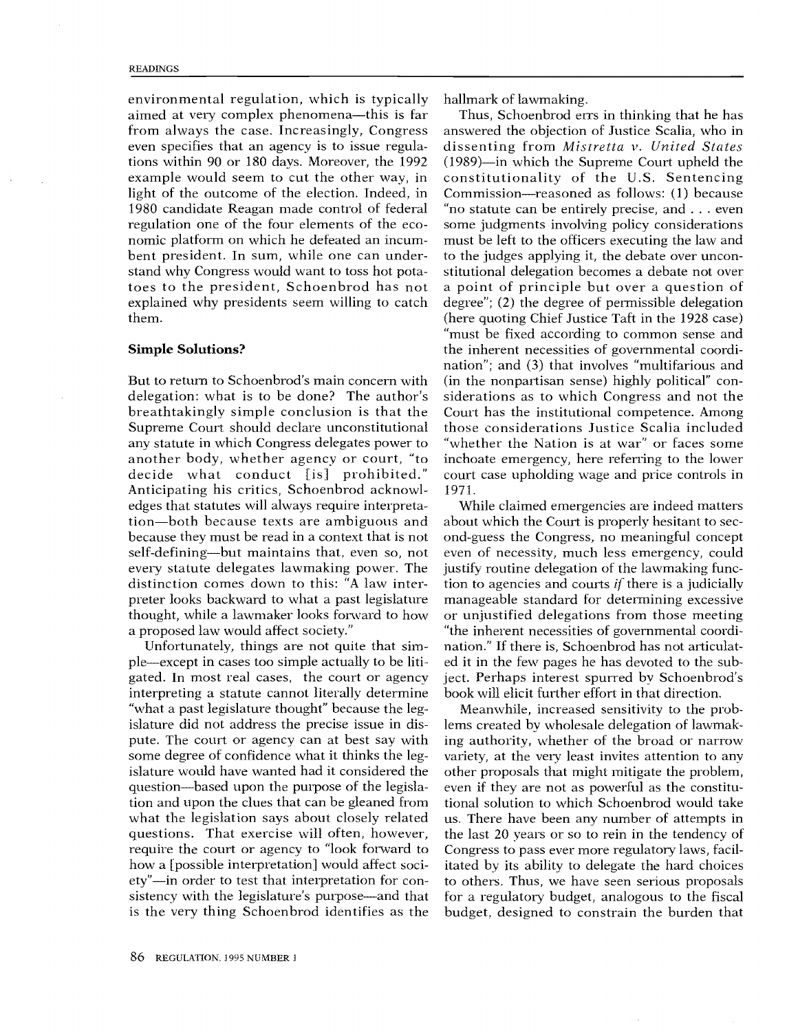environmental regulation, which is typically aimed at very complex phenomena—this is far from always the case. Increasingly, Congress even specifies that an agency is to issue regulations within 90 or 180 days. Moreover, the 1992 example would seem to cut the other way, in light of the outcome of the election. Indeed, in 1980 candidate Reagan made control of federal regulation one of the four elements of the economic platform on which he defeated an incumbent president. In sum, while one can understand why Congress would want to toss hot potatoes to the president, Schoenbrod has not explained why presidents seem willing to catch them.

### Simple Solutions?

But to return to Schoenbrod's main concern with delegation: what is to be done? The author's breathtakingly simple conclusion is that the Supreme Court should declare unconstitutional any statute in which Congress delegates power to another body, whether agency or court, "to decide what conduct [is] prohibited." Anticipating his critics, Schoenbrod acknowledges that statutes will always require interpretation—both because texts are ambiguous and because they must be read in a context that is not self-defining—but maintains that, even so, not every statute delegates lawmaking power. The distinction comes down to this: "A law interpreter looks backward to what a past legislature thought, while a lawmaker looks forward to how a proposed law would affect society."

Unfortunately, things are not quite that simple—except in cases too simple actually to be litigated. In most real cases, the court or agency interpreting a statute cannot literally determine "what a past legislature thought" because the legislature did not address the precise issue in dispute. The court or agency can at best say with some degree of confidence what it thinks the legislature would have wanted had it considered the question—based upon the purpose of the legislation and upon the clues that can be gleaned from what the legislation says about closely related questions. That exercise will often, however, require the court or agency to "look forward to how a [possible interpretation] would affect society"—in order to test that interpretation for consistency with the legislature's purpose—and that is the very thing Schoenbrod identifies as the hallmark of lawmaking.

Thus, Schoenbrod errs in thinking that he has answered the objection of Justice Scalia, who in dissenting from *Mistretta v. United States* (1989)—in which the Supreme Court upheld the constitutionality of the U.S. Sentencing Commission—reasoned as follows: (1) because "no statute can be entirely precise, and . . . even some judgments involving policy considerations must be left to the officers executing the law and to the judges applying it, the debate over unconstitutional delegation becomes a debate not over a point of principle but over a question of degree"; (2) the degree of permissible delegation (here quoting Chief Justice Taft in the 1928 case) "must be fixed according to common sense and the inherent necessities of governmental coordination"; and (3) that involves "multifarious and (in the nonpartisan sense) highly political" considerations as to which Congress and not the Court has the institutional competence. Among those considerations Justice Scalia included "whether the Nation is at war" or faces some inchoate emergency, here referring to the lower court case upholding wage and price controls in 1971.

While claimed emergencies are indeed matters about which the Court is properly hesitant to second-guess the Congress, no meaningful concept even of necessity, much less emergency, could justify routine delegation of the lawmaking function to agencies and courts *if* there is a judicially manageable standard for determining excessive or unjustified delegations from those meeting "the inherent necessities of governmental coordination." If there is, Schoenbrod has not articulated it in the few pages he has devoted to the subject. Perhaps interest spurred by Schoenbrod's book will elicit further effort in that direction.

Meanwhile, increased sensitivity to the problems created by wholesale delegation of lawmaking authority, whether of the broad or narrow variety, at the very least invites attention to any other proposals that might mitigate the problem, even if they are not as powerful as the constitutional solution to which Schoenbrod would take us. There have been any number of attempts in the last 20 years or so to rein in the tendency of Congress to pass ever more regulatory laws, facilitated by its ability to delegate the hard choices to others. Thus, we have seen serious proposals for a regulatory budget, analogous to the fiscal budget, designed to constrain the burden that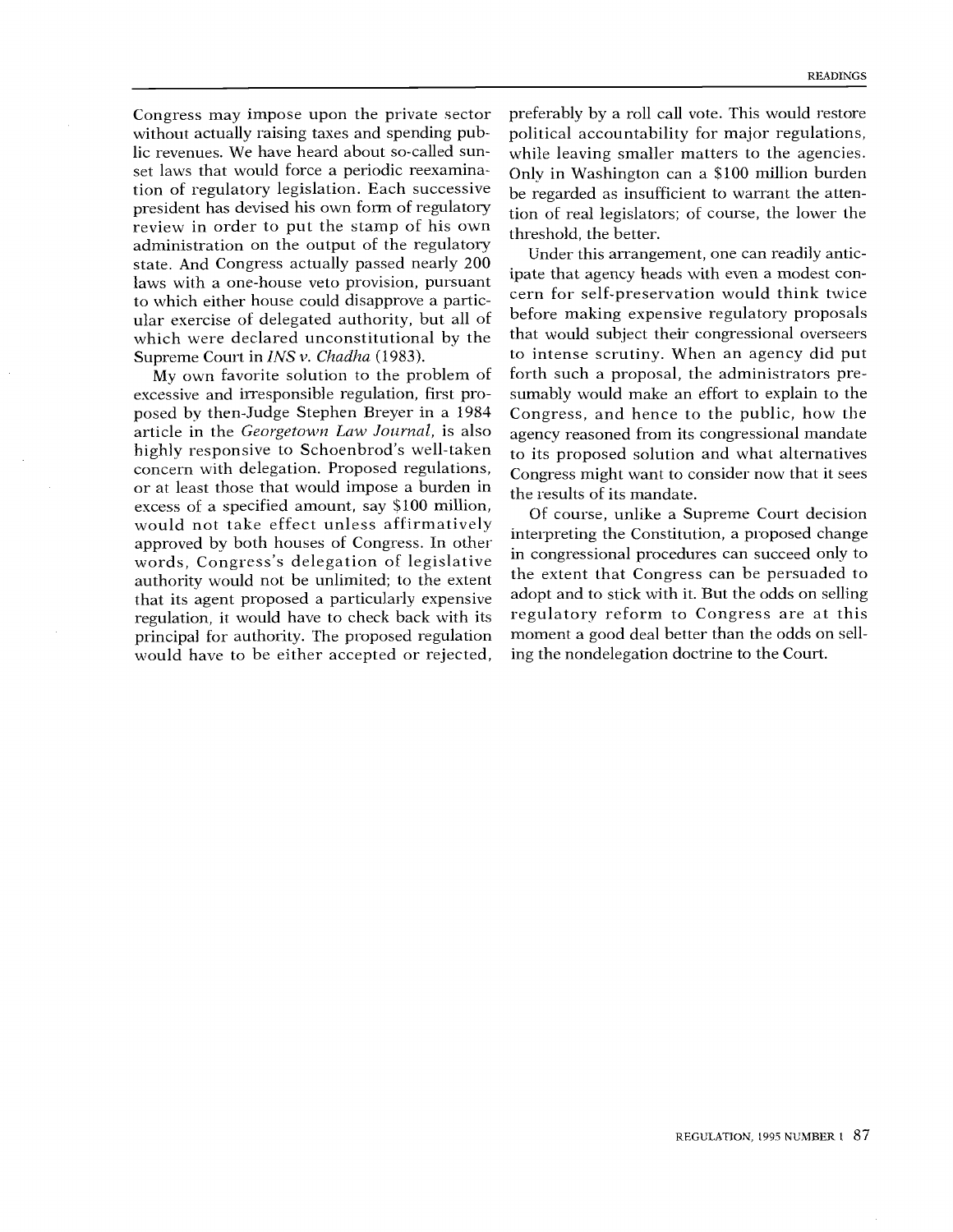Congress may impose upon the private sector without actually raising taxes and spending public revenues. We have heard about so-called sunset laws that would force a periodic reexamination of regulatory legislation. Each successive president has devised his own form of regulatory review in order to put the stamp of his own administration on the output of the regulatory state. And Congress actually passed nearly 200 laws with a one-house veto provision, pursuant to which either house could disapprove a particular exercise of delegated authority, but all of which were declared unconstitutional by the Supreme Court in *INS v. Chadha* (1983).

My own favorite solution to the problem of excessive and irresponsible regulation, first proposed by then-Judge Stephen Breyer in a 1984 article in the *Georgetown Law Journal*, is also highly responsive to Schoenbrod's well-taken concern with delegation. Proposed regulations, or at least those that would impose a burden in excess of a specified amount, say $100 million, would not take effect unless affirmatively approved by both houses of Congress. In other words, Congress's delegation of legislative authority would not be unlimited; to the extent that its agent proposed a particularly expensive regulation, it would have to check back with its principal for authority. The proposed regulation would have to be either accepted or rejected, preferably by a roll call vote. This would restore political accountability for major regulations, while leaving smaller matters to the agencies. Only in Washington can a $100 million burden be regarded as insufficient to warrant the attention of real legislators; of course, the lower the threshold, the better.

Under this arrangement, one can readily anticipate that agency heads with even a modest concern for self-preservation would think twice before making expensive regulatory proposals that would subject their congressional overseers to intense scrutiny. When an agency did put forth such a proposal, the administrators presumably would make an effort to explain to the Congress, and hence to the public, how the agency reasoned from its congressional mandate to its proposed solution and what alternatives Congress might want to consider now that it sees the results of its mandate.

Of course, unlike a Supreme Court decision interpreting the Constitution, a proposed change in congressional procedures can succeed only to the extent that Congress can be persuaded to adopt and to stick with it. But the odds on selling regulatory reform to Congress are at this moment a good deal better than the odds on selling the nondelegation doctrine to the Court.